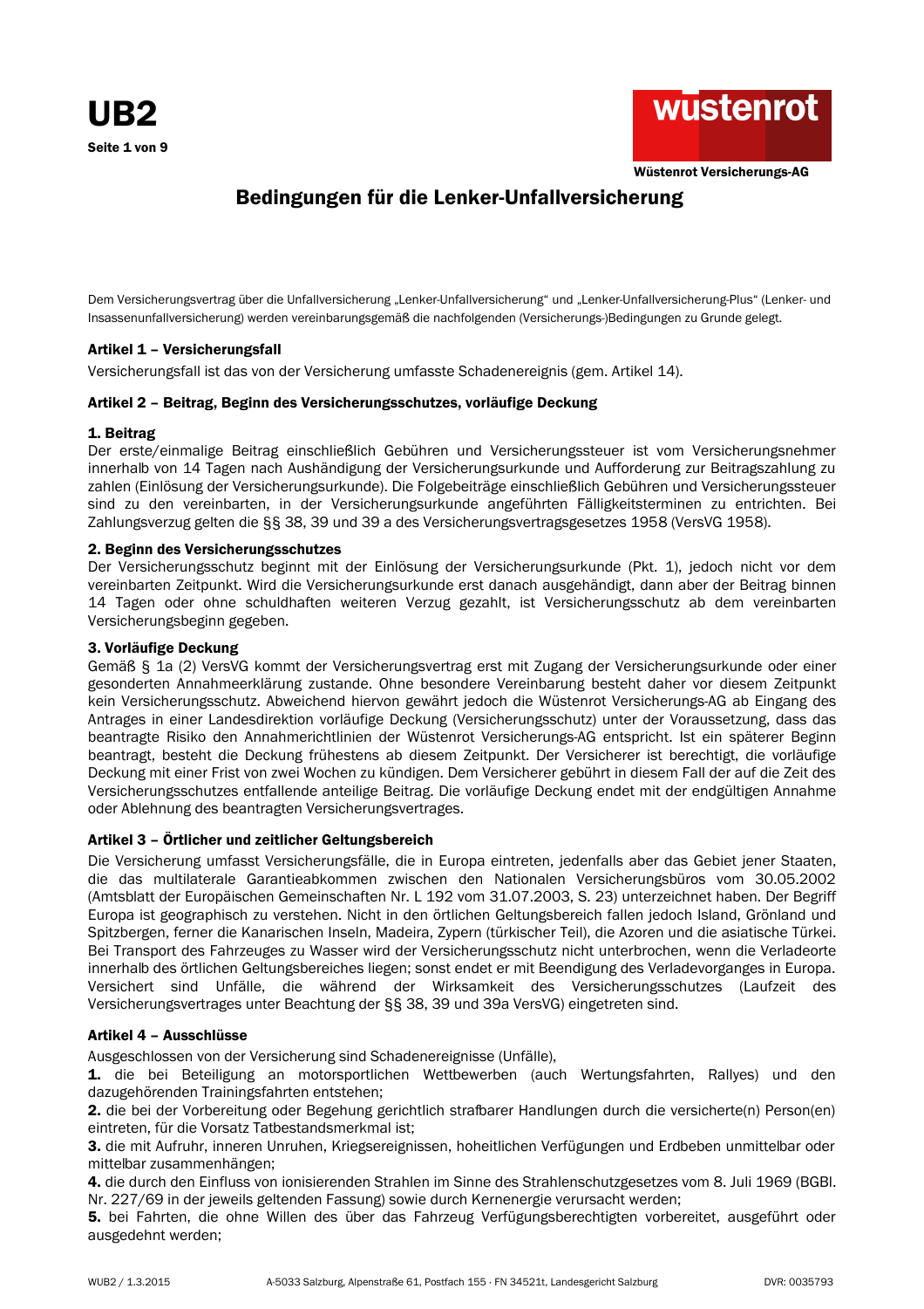# UB2

**Wüstenrot Versicherungs-AG**

## Bedingungen für die Lenker-Unfallversicherung

Dem Versicherungsvertrag über die Unfallversicherung „Lenker-Unfallversicherung" und „Lenker-Unfallversicherung-Plus" (Lenker- und Insassenunfallversicherung) werden vereinbarungsgemäß die nachfolgenden (Versicherungs-)Bedingungen zu Grunde gelegt.

### Artikel 1 – Versicherungsfall

Versicherungsfall ist das von der Versicherung umfasste Schadenereignis (gem. Artikel 14).

### Artikel 2 – Beitrag, Beginn des Versicherungsschutzes, vorläufige Deckung

**1. Beitrag**
Der erste/einmalige Beitrag einschließlich Gebühren und Versicherungssteuer ist vom Versicherungsnehmer innerhalb von 14 Tagen nach Aushändigung der Versicherungsurkunde und Aufforderung zur Beitragszahlung zu zahlen (Einlösung der Versicherungsurkunde). Die Folgebeiträge einschließlich Gebühren und Versicherungssteuer sind zu den vereinbarten, in der Versicherungsurkunde angeführten Fälligkeitsterminen zu entrichten. Bei Zahlungsverzug gelten die §§ 38, 39 und 39 a des Versicherungsvertragsgesetzes 1958 (VersVG 1958).

**2. Beginn des Versicherungsschutzes**
Der Versicherungsschutz beginnt mit der Einlösung der Versicherungsurkunde (Pkt. 1), jedoch nicht vor dem vereinbarten Zeitpunkt. Wird die Versicherungsurkunde erst danach ausgehändigt, dann aber der Beitrag binnen 14 Tagen oder ohne schuldhaften weiteren Verzug gezahlt, ist Versicherungsschutz ab dem vereinbarten Versicherungsbeginn gegeben.

**3. Vorläufige Deckung**
Gemäß § 1a (2) VersVG kommt der Versicherungsvertrag erst mit Zugang der Versicherungsurkunde oder einer gesonderten Annahmeerklärung zustande. Ohne besondere Vereinbarung besteht daher vor diesem Zeitpunkt kein Versicherungsschutz. Abweichend hiervon gewährt jedoch die Wüstenrot Versicherungs-AG ab Eingang des Antrages in einer Landesdirektion vorläufige Deckung (Versicherungsschutz) unter der Voraussetzung, dass das beantragte Risiko den Annahmerichtlinien der Wüstenrot Versicherungs-AG entspricht. Ist ein späterer Beginn beantragt, besteht die Deckung frühestens ab diesem Zeitpunkt. Der Versicherer ist berechtigt, die vorläufige Deckung mit einer Frist von zwei Wochen zu kündigen. Dem Versicherer gebührt in diesem Fall der auf die Zeit des Versicherungsschutzes entfallende anteilige Beitrag. Die vorläufige Deckung endet mit der endgültigen Annahme oder Ablehnung des beantragten Versicherungsvertrages.

### Artikel 3 – Örtlicher und zeitlicher Geltungsbereich

Die Versicherung umfasst Versicherungsfälle, die in Europa eintreten, jedenfalls aber das Gebiet jener Staaten, die das multilaterale Garantieabkommen zwischen den Nationalen Versicherungsbüros vom 30.05.2002 (Amtsblatt der Europäischen Gemeinschaften Nr. L 192 vom 31.07.2003, S. 23) unterzeichnet haben. Der Begriff Europa ist geographisch zu verstehen. Nicht in den örtlichen Geltungsbereich fallen jedoch Island, Grönland und Spitzbergen, ferner die Kanarischen Inseln, Madeira, Zypern (türkischer Teil), die Azoren und die asiatische Türkei. Bei Transport des Fahrzeuges zu Wasser wird der Versicherungsschutz nicht unterbrochen, wenn die Verladeorte innerhalb des örtlichen Geltungsbereiches liegen; sonst endet er mit Beendigung des Verladevorganges in Europa. Versichert sind Unfälle, die während der Wirksamkeit des Versicherungsschutzes (Laufzeit des Versicherungsvertrages unter Beachtung der §§ 38, 39 und 39a VersVG) eingetreten sind.

### Artikel 4 – Ausschlüsse

Ausgeschlossen von der Versicherung sind Schadenereignisse (Unfälle),

**1.** die bei Beteiligung an motorsportlichen Wettbewerben (auch Wertungsfahrten, Rallyes) und den dazugehörenden Trainingsfahrten entstehen;

**2.** die bei der Vorbereitung oder Begehung gerichtlich strafbarer Handlungen durch die versicherte(n) Person(en) eintreten, für die Vorsatz Tatbestandsmerkmal ist;

**3.** die mit Aufruhr, inneren Unruhen, Kriegsereignissen, hoheitlichen Verfügungen und Erdbeben unmittelbar oder mittelbar zusammenhängen;

**4.** die durch den Einfluss von ionisierenden Strahlen im Sinne des Strahlenschutzgesetzes vom 8. Juli 1969 (BGBl. Nr. 227/69 in der jeweils geltenden Fassung) sowie durch Kernenergie verursacht werden;

**5.** bei Fahrten, die ohne Willen des über das Fahrzeug Verfügungsberechtigten vorbereitet, ausgeführt oder ausgedehnt werden;

WUB2 / 1.3.2015 · A-5033 Salzburg, Alpenstraße 61, Postfach 155 · FN 34521t, Landesgericht Salzburg · DVR: 0035793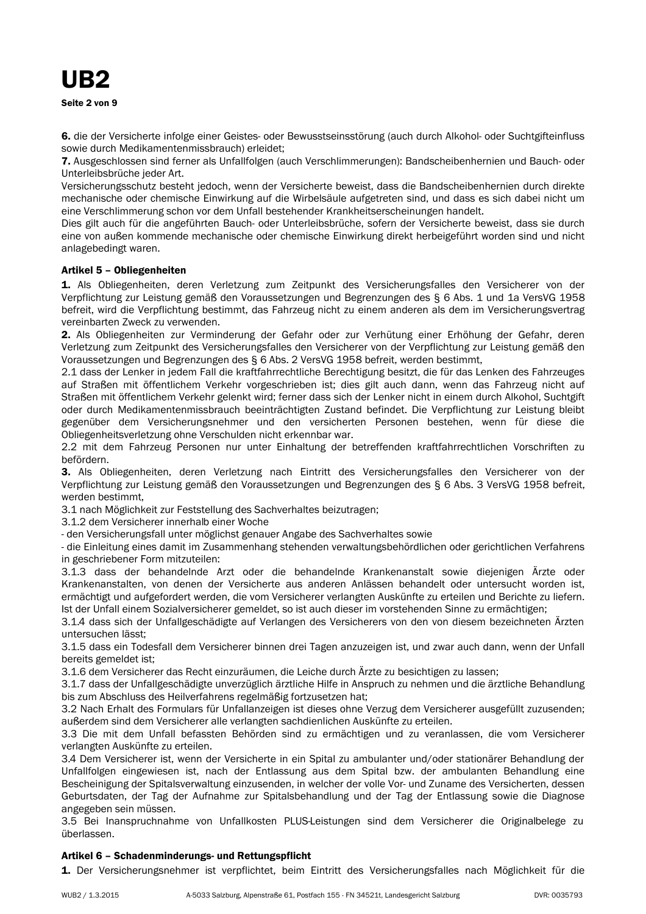**6.** die der Versicherte infolge einer Geistes- oder Bewusstseinsstörung (auch durch Alkohol- oder Suchtgifteinfluss sowie durch Medikamentenmissbrauch) erleidet;
**7.** Ausgeschlossen sind ferner als Unfallfolgen (auch Verschlimmerungen): Bandscheibenhernien und Bauch- oder Unterleibsbrüche jeder Art.
Versicherungsschutz besteht jedoch, wenn der Versicherte beweist, dass die Bandscheibenhernien durch direkte mechanische oder chemische Einwirkung auf die Wirbelsäule aufgetreten sind, und dass es sich dabei nicht um eine Verschlimmerung schon vor dem Unfall bestehender Krankheitserscheinungen handelt.
Dies gilt auch für die angeführten Bauch- oder Unterleibsbrüche, sofern der Versicherte beweist, dass sie durch eine von außen kommende mechanische oder chemische Einwirkung direkt herbeigeführt worden sind und nicht anlagebedingt waren.

### Artikel 5 – Obliegenheiten

**1.** Als Obliegenheiten, deren Verletzung zum Zeitpunkt des Versicherungsfalles den Versicherer von der Verpflichtung zur Leistung gemäß den Voraussetzungen und Begrenzungen des § 6 Abs. 1 und 1a VersVG 1958 befreit, wird die Verpflichtung bestimmt, das Fahrzeug nicht zu einem anderen als dem im Versicherungsvertrag vereinbarten Zweck zu verwenden.
**2.** Als Obliegenheiten zur Verminderung der Gefahr oder zur Verhütung einer Erhöhung der Gefahr, deren Verletzung zum Zeitpunkt des Versicherungsfalles den Versicherer von der Verpflichtung zur Leistung gemäß den Voraussetzungen und Begrenzungen des § 6 Abs. 2 VersVG 1958 befreit, werden bestimmt,
2.1 dass der Lenker in jedem Fall die kraftfahrrechtliche Berechtigung besitzt, die für das Lenken des Fahrzeuges auf Straßen mit öffentlichem Verkehr vorgeschrieben ist; dies gilt auch dann, wenn das Fahrzeug nicht auf Straßen mit öffentlichem Verkehr gelenkt wird; ferner dass sich der Lenker nicht in einem durch Alkohol, Suchtgift oder durch Medikamentenmissbrauch beeinträchtigten Zustand befindet. Die Verpflichtung zur Leistung bleibt gegenüber dem Versicherungsnehmer und den versicherten Personen bestehen, wenn für diese die Obliegenheitsverletzung ohne Verschulden nicht erkennbar war.
2.2 mit dem Fahrzeug Personen nur unter Einhaltung der betreffenden kraftfahrrechtlichen Vorschriften zu befördern.
**3.** Als Obliegenheiten, deren Verletzung nach Eintritt des Versicherungsfalles den Versicherer von der Verpflichtung zur Leistung gemäß den Voraussetzungen und Begrenzungen des § 6 Abs. 3 VersVG 1958 befreit, werden bestimmt,
3.1 nach Möglichkeit zur Feststellung des Sachverhaltes beizutragen;
3.1.2 dem Versicherer innerhalb einer Woche
- den Versicherungsfall unter möglichst genauer Angabe des Sachverhaltes sowie
- die Einleitung eines damit im Zusammenhang stehenden verwaltungsbehördlichen oder gerichtlichen Verfahrens in geschriebener Form mitzuteilen:
3.1.3 dass der behandelnde Arzt oder die behandelnde Krankenanstalt sowie diejenigen Ärzte oder Krankenanstalten, von denen der Versicherte aus anderen Anlässen behandelt oder untersucht worden ist, ermächtigt und aufgefordert werden, die vom Versicherer verlangten Auskünfte zu erteilen und Berichte zu liefern. Ist der Unfall einem Sozialversicherer gemeldet, so ist auch dieser im vorstehenden Sinne zu ermächtigen;
3.1.4 dass sich der Unfallgeschädigte auf Verlangen des Versicherers von den von diesem bezeichneten Ärzten untersuchen lässt;
3.1.5 dass ein Todesfall dem Versicherer binnen drei Tagen anzuzeigen ist, und zwar auch dann, wenn der Unfall bereits gemeldet ist;
3.1.6 dem Versicherer das Recht einzuräumen, die Leiche durch Ärzte zu besichtigen zu lassen;
3.1.7 dass der Unfallgeschädigte unverzüglich ärztliche Hilfe in Anspruch zu nehmen und die ärztliche Behandlung bis zum Abschluss des Heilverfahrens regelmäßig fortzusetzen hat;
3.2 Nach Erhalt des Formulars für Unfallanzeigen ist dieses ohne Verzug dem Versicherer ausgefüllt zuzusenden; außerdem sind dem Versicherer alle verlangten sachdienlichen Auskünfte zu erteilen.
3.3 Die mit dem Unfall befassten Behörden sind zu ermächtigen und zu veranlassen, die vom Versicherer verlangten Auskünfte zu erteilen.
3.4 Dem Versicherer ist, wenn der Versicherte in ein Spital zu ambulanter und/oder stationärer Behandlung der Unfallfolgen eingewiesen ist, nach der Entlassung aus dem Spital bzw. der ambulanten Behandlung eine Bescheinigung der Spitalsverwaltung einzusenden, in welcher der volle Vor- und Zuname des Versicherten, dessen Geburtsdaten, der Tag der Aufnahme zur Spitalsbehandlung und der Tag der Entlassung sowie die Diagnose angegeben sein müssen.
3.5 Bei Inanspruchnahme von Unfallkosten PLUS-Leistungen sind dem Versicherer die Originalbelege zu überlassen.

### Artikel 6 – Schadenminderungs- und Rettungspflicht

**1.** Der Versicherungsnehmer ist verpflichtet, beim Eintritt des Versicherungsfalles nach Möglichkeit für die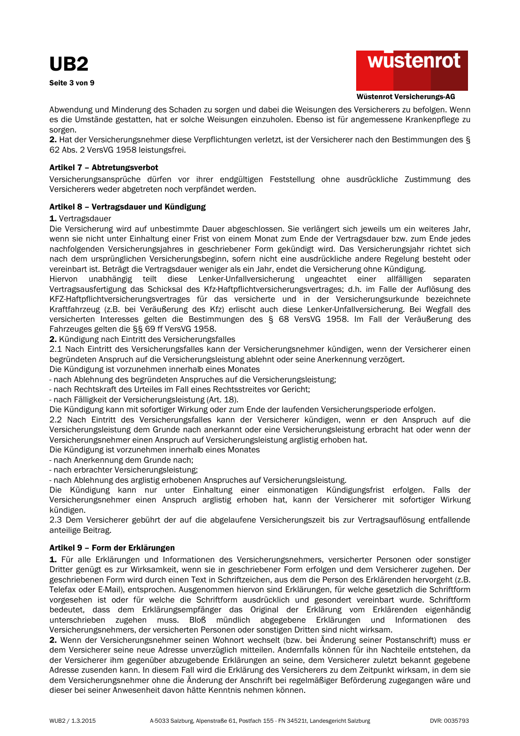Abwendung und Minderung des Schaden zu sorgen und dabei die Weisungen des Versicherers zu befolgen. Wenn es die Umstände gestatten, hat er solche Weisungen einzuholen. Ebenso ist für angemessene Krankenpflege zu sorgen.

**2.** Hat der Versicherungsnehmer diese Verpflichtungen verletzt, ist der Versicherer nach den Bestimmungen des § 62 Abs. 2 VersVG 1958 leistungsfrei.

### Artikel 7 – Abtretungsverbot

Versicherungsansprüche dürfen vor ihrer endgültigen Feststellung ohne ausdrückliche Zustimmung des Versicherers weder abgetreten noch verpfändet werden.

### Artikel 8 – Vertragsdauer und Kündigung

**1.** Vertragsdauer

Die Versicherung wird auf unbestimmte Dauer abgeschlossen. Sie verlängert sich jeweils um ein weiteres Jahr, wenn sie nicht unter Einhaltung einer Frist von einem Monat zum Ende der Vertragsdauer bzw. zum Ende jedes nachfolgenden Versicherungsjahres in geschriebener Form gekündigt wird. Das Versicherungsjahr richtet sich nach dem ursprünglichen Versicherungsbeginn, sofern nicht eine ausdrückliche andere Regelung besteht oder vereinbart ist. Beträgt die Vertragsdauer weniger als ein Jahr, endet die Versicherung ohne Kündigung.

Hiervon unabhängig teilt diese Lenker-Unfallversicherung ungeachtet einer allfälligen separaten Vertragsausfertigung das Schicksal des Kfz-Haftpflichtversicherungsvertrages; d.h. im Falle der Auflösung des KFZ-Haftpflichtversicherungsvertrages für das versicherte und in der Versicherungsurkunde bezeichnete Kraftfahrzeug (z.B. bei Veräußerung des Kfz) erlischt auch diese Lenker-Unfallversicherung. Bei Wegfall des versicherten Interesses gelten die Bestimmungen des § 68 VersVG 1958. Im Fall der Veräußerung des Fahrzeuges gelten die §§ 69 ff VersVG 1958.

**2.** Kündigung nach Eintritt des Versicherungsfalles

2.1 Nach Eintritt des Versicherungsfalles kann der Versicherungsnehmer kündigen, wenn der Versicherer einen begründeten Anspruch auf die Versicherungsleistung ablehnt oder seine Anerkennung verzögert.

Die Kündigung ist vorzunehmen innerhalb eines Monates

- nach Ablehnung des begründeten Anspruches auf die Versicherungsleistung;
- nach Rechtskraft des Urteiles im Fall eines Rechtsstreites vor Gericht;
- nach Fälligkeit der Versicherungsleistung (Art. 18).

Die Kündigung kann mit sofortiger Wirkung oder zum Ende der laufenden Versicherungsperiode erfolgen.

2.2 Nach Eintritt des Versicherungsfalles kann der Versicherer kündigen, wenn er den Anspruch auf die Versicherungsleistung dem Grunde nach anerkannt oder eine Versicherungsleistung erbracht hat oder wenn der Versicherungsnehmer einen Anspruch auf Versicherungsleistung arglistig erhoben hat.

Die Kündigung ist vorzunehmen innerhalb eines Monates

- nach Anerkennung dem Grunde nach;
- nach erbrachter Versicherungsleistung;
- nach Ablehnung des arglistig erhobenen Anspruches auf Versicherungsleistung.

Die Kündigung kann nur unter Einhaltung einer einmonatigen Kündigungsfrist erfolgen. Falls der Versicherungsnehmer einen Anspruch arglistig erhoben hat, kann der Versicherer mit sofortiger Wirkung kündigen.

2.3 Dem Versicherer gebührt der auf die abgelaufene Versicherungszeit bis zur Vertragsauflösung entfallende anteilige Beitrag.

### Artikel 9 – Form der Erklärungen

**1.** Für alle Erklärungen und Informationen des Versicherungsnehmers, versicherter Personen oder sonstiger Dritter genügt es zur Wirksamkeit, wenn sie in geschriebener Form erfolgen und dem Versicherer zugehen. Der geschriebenen Form wird durch einen Text in Schriftzeichen, aus dem die Person des Erklärenden hervorgeht (z.B. Telefax oder E-Mail), entsprochen. Ausgenommen hiervon sind Erklärungen, für welche gesetzlich die Schriftform vorgesehen ist oder für welche die Schriftform ausdrücklich und gesondert vereinbart wurde. Schriftform bedeutet, dass dem Erklärungsempfänger das Original der Erklärung vom Erklärenden eigenhändig unterschrieben zugehen muss. Bloß mündlich abgegebene Erklärungen und Informationen des Versicherungsnehmers, der versicherten Personen oder sonstigen Dritten sind nicht wirksam.

**2.** Wenn der Versicherungsnehmer seinen Wohnort wechselt (bzw. bei Änderung seiner Postanschrift) muss er dem Versicherer seine neue Adresse unverzüglich mitteilen. Andernfalls können für ihn Nachteile entstehen, da der Versicherer ihm gegenüber abzugebende Erklärungen an seine, dem Versicherer zuletzt bekannt gegebene Adresse zusenden kann. In diesem Fall wird die Erklärung des Versicherers zu dem Zeitpunkt wirksam, in dem sie dem Versicherungsnehmer ohne die Änderung der Anschrift bei regelmäßiger Beförderung zugegangen wäre und dieser bei seiner Anwesenheit davon hätte Kenntnis nehmen können.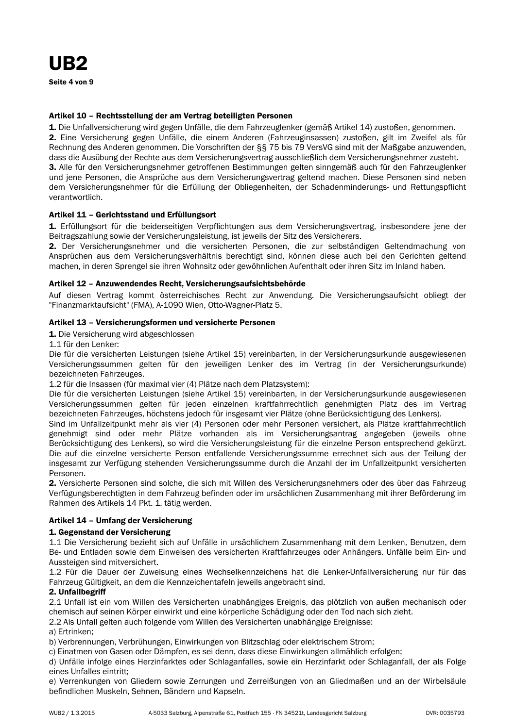### Artikel 10 – Rechtsstellung der am Vertrag beteiligten Personen

**1.** Die Unfallversicherung wird gegen Unfälle, die dem Fahrzeuglenker (gemäß Artikel 14) zustoßen, genommen.
**2.** Eine Versicherung gegen Unfälle, die einem Anderen (Fahrzeuginsassen) zustoßen, gilt im Zweifel als für Rechnung des Anderen genommen. Die Vorschriften der §§ 75 bis 79 VersVG sind mit der Maßgabe anzuwenden, dass die Ausübung der Rechte aus dem Versicherungsvertrag ausschließlich dem Versicherungsnehmer zusteht.
**3.** Alle für den Versicherungsnehmer getroffenen Bestimmungen gelten sinngemäß auch für den Fahrzeuglenker und jene Personen, die Ansprüche aus dem Versicherungsvertrag geltend machen. Diese Personen sind neben dem Versicherungsnehmer für die Erfüllung der Obliegenheiten, der Schadenminderungs- und Rettungspflicht verantwortlich.

### Artikel 11 – Gerichtsstand und Erfüllungsort

**1.** Erfüllungsort für die beiderseitigen Verpflichtungen aus dem Versicherungsvertrag, insbesondere jene der Beitragszahlung sowie der Versicherungsleistung, ist jeweils der Sitz des Versicherers.
**2.** Der Versicherungsnehmer und die versicherten Personen, die zur selbständigen Geltendmachung von Ansprüchen aus dem Versicherungsverhältnis berechtigt sind, können diese auch bei den Gerichten geltend machen, in deren Sprengel sie ihren Wohnsitz oder gewöhnlichen Aufenthalt oder ihren Sitz im Inland haben.

### Artikel 12 – Anzuwendendes Recht, Versicherungsaufsichtsbehörde

Auf diesen Vertrag kommt österreichisches Recht zur Anwendung. Die Versicherungsaufsicht obliegt der "Finanzmarktaufsicht" (FMA), A-1090 Wien, Otto-Wagner-Platz 5.

### Artikel 13 – Versicherungsformen und versicherte Personen

**1.** Die Versicherung wird abgeschlossen
1.1 für den Lenker:
Die für die versicherten Leistungen (siehe Artikel 15) vereinbarten, in der Versicherungsurkunde ausgewiesenen Versicherungssummen gelten für den jeweiligen Lenker des im Vertrag (in der Versicherungsurkunde) bezeichneten Fahrzeuges.
1.2 für die Insassen (für maximal vier (4) Plätze nach dem Platzsystem):
Die für die versicherten Leistungen (siehe Artikel 15) vereinbarten, in der Versicherungsurkunde ausgewiesenen Versicherungssummen gelten für jeden einzelnen kraftfahrrechtlich genehmigten Platz des im Vertrag bezeichneten Fahrzeuges, höchstens jedoch für insgesamt vier Plätze (ohne Berücksichtigung des Lenkers).
Sind im Unfallzeitpunkt mehr als vier (4) Personen oder mehr Personen versichert, als Plätze kraftfahrrechtlich genehmigt sind oder mehr Plätze vorhanden als im Versicherungsantrag angegeben (jeweils ohne Berücksichtigung des Lenkers), so wird die Versicherungsleistung für die einzelne Person entsprechend gekürzt. Die auf die einzelne versicherte Person entfallende Versicherungssumme errechnet sich aus der Teilung der insgesamt zur Verfügung stehenden Versicherungssumme durch die Anzahl der im Unfallzeitpunkt versicherten Personen.
**2.** Versicherte Personen sind solche, die sich mit Willen des Versicherungsnehmers oder des über das Fahrzeug Verfügungsberechtigten in dem Fahrzeug befinden oder im ursächlichen Zusammenhang mit ihrer Beförderung im Rahmen des Artikels 14 Pkt. 1. tätig werden.

### Artikel 14 – Umfang der Versicherung

**1. Gegenstand der Versicherung**
1.1 Die Versicherung bezieht sich auf Unfälle in ursächlichem Zusammenhang mit dem Lenken, Benutzen, dem Be- und Entladen sowie dem Einweisen des versicherten Kraftfahrzeuges oder Anhängers. Unfälle beim Ein- und Aussteigen sind mitversichert.
1.2 Für die Dauer der Zuweisung eines Wechselkennzeichens hat die Lenker-Unfallversicherung nur für das Fahrzeug Gültigkeit, an dem die Kennzeichentafeln jeweils angebracht sind.
**2. Unfallbegriff**
2.1 Unfall ist ein vom Willen des Versicherten unabhängiges Ereignis, das plötzlich von außen mechanisch oder chemisch auf seinen Körper einwirkt und eine körperliche Schädigung oder den Tod nach sich zieht.
2.2 Als Unfall gelten auch folgende vom Willen des Versicherten unabhängige Ereignisse:
a) Ertrinken;
b) Verbrennungen, Verbrühungen, Einwirkungen von Blitzschlag oder elektrischem Strom;
c) Einatmen von Gasen oder Dämpfen, es sei denn, dass diese Einwirkungen allmählich erfolgen;
d) Unfälle infolge eines Herzinfarktes oder Schlaganfalles, sowie ein Herzinfarkt oder Schlaganfall, der als Folge eines Unfalles eintritt;
e) Verrenkungen von Gliedern sowie Zerrungen und Zerreißungen von an Gliedmaßen und an der Wirbelsäule befindlichen Muskeln, Sehnen, Bändern und Kapseln.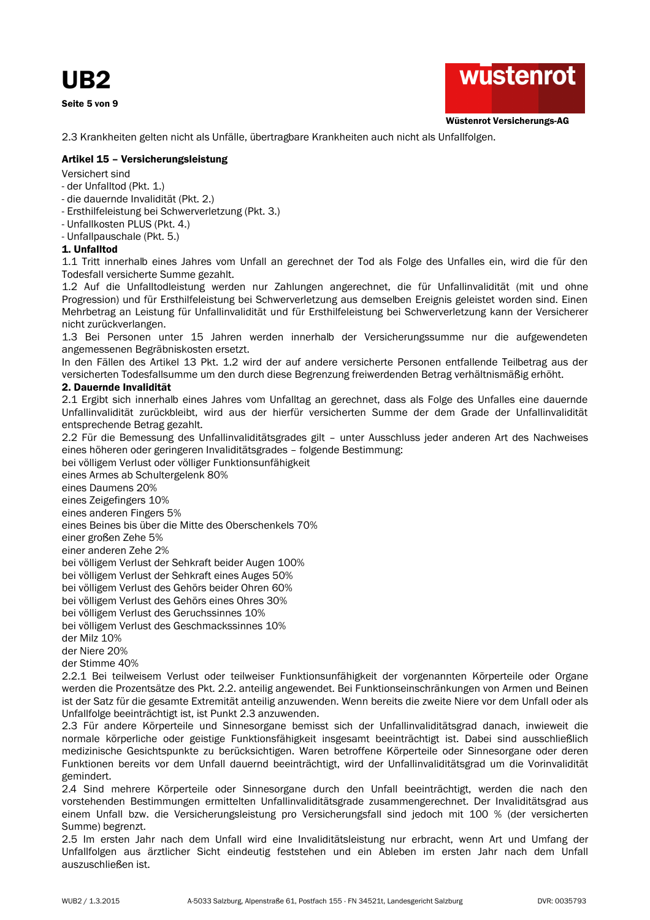2.3 Krankheiten gelten nicht als Unfälle, übertragbare Krankheiten auch nicht als Unfallfolgen.

## Artikel 15 – Versicherungsleistung

Versichert sind
- der Unfalltod (Pkt. 1.)
- die dauernde Invalidität (Pkt. 2.)
- Ersthilfeleistung bei Schwerverletzung (Pkt. 3.)
- Unfallkosten PLUS (Pkt. 4.)
- Unfallpauschale (Pkt. 5.)

### 1. Unfalltod

1.1 Tritt innerhalb eines Jahres vom Unfall an gerechnet der Tod als Folge des Unfalles ein, wird die für den Todesfall versicherte Summe gezahlt.

1.2 Auf die Unfalltodleistung werden nur Zahlungen angerechnet, die für Unfallinvalidität (mit und ohne Progression) und für Ersthilfeleistung bei Schwerverletzung aus demselben Ereignis geleistet worden sind. Einen Mehrbetrag an Leistung für Unfallinvalidität und für Ersthilfeleistung bei Schwerverletzung kann der Versicherer nicht zurückverlangen.

1.3 Bei Personen unter 15 Jahren werden innerhalb der Versicherungssumme nur die aufgewendeten angemessenen Begräbniskosten ersetzt.

In den Fällen des Artikel 13 Pkt. 1.2 wird der auf andere versicherte Personen entfallende Teilbetrag aus der versicherten Todesfallsumme um den durch diese Begrenzung freiwerdenden Betrag verhältnismäßig erhöht.

### 2. Dauernde Invalidität

2.1 Ergibt sich innerhalb eines Jahres vom Unfalltag an gerechnet, dass als Folge des Unfalles eine dauernde Unfallinvalidität zurückbleibt, wird aus der hierfür versicherten Summe der dem Grade der Unfallinvalidität entsprechende Betrag gezahlt.

2.2 Für die Bemessung des Unfallinvaliditätsgrades gilt – unter Ausschluss jeder anderen Art des Nachweises eines höheren oder geringeren Invaliditätsgrades – folgende Bestimmung:

bei völligem Verlust oder völliger Funktionsunfähigkeit
eines Armes ab Schultergelenk 80%
eines Daumens 20%
eines Zeigefingers 10%
eines anderen Fingers 5%
eines Beines bis über die Mitte des Oberschenkels 70%
einer großen Zehe 5%
einer anderen Zehe 2%
bei völligem Verlust der Sehkraft beider Augen 100%
bei völligem Verlust der Sehkraft eines Auges 50%
bei völligem Verlust des Gehörs beider Ohren 60%
bei völligem Verlust des Gehörs eines Ohres 30%
bei völligem Verlust des Geruchssinnes 10%
bei völligem Verlust des Geschmackssinnes 10%
der Milz 10%
der Niere 20%
der Stimme 40%

2.2.1 Bei teilweisem Verlust oder teilweiser Funktionsunfähigkeit der vorgenannten Körperteile oder Organe werden die Prozentsätze des Pkt. 2.2. anteilig angewendet. Bei Funktionseinschränkungen von Armen und Beinen ist der Satz für die gesamte Extremität anteilig anzuwenden. Wenn bereits die zweite Niere vor dem Unfall oder als Unfallfolge beeinträchtigt ist, ist Punkt 2.3 anzuwenden.

2.3 Für andere Körperteile und Sinnesorgane bemisst sich der Unfallinvaliditätsgrad danach, inwieweit die normale körperliche oder geistige Funktionsfähigkeit insgesamt beeinträchtigt ist. Dabei sind ausschließlich medizinische Gesichtspunkte zu berücksichtigen. Waren betroffene Körperteile oder Sinnesorgane oder deren Funktionen bereits vor dem Unfall dauernd beeinträchtigt, wird der Unfallinvaliditätsgrad um die Vorinvalidität gemindert.

2.4 Sind mehrere Körperteile oder Sinnesorgane durch den Unfall beeinträchtigt, werden die nach den vorstehenden Bestimmungen ermittelten Unfallinvaliditätsgrade zusammengerechnet. Der Invaliditätsgrad aus einem Unfall bzw. die Versicherungsleistung pro Versicherungsfall sind jedoch mit 100 % (der versicherten Summe) begrenzt.

2.5 Im ersten Jahr nach dem Unfall wird eine Invaliditätsleistung nur erbracht, wenn Art und Umfang der Unfallfolgen aus ärztlicher Sicht eindeutig feststehen und ein Ableben im ersten Jahr nach dem Unfall auszuschließen ist.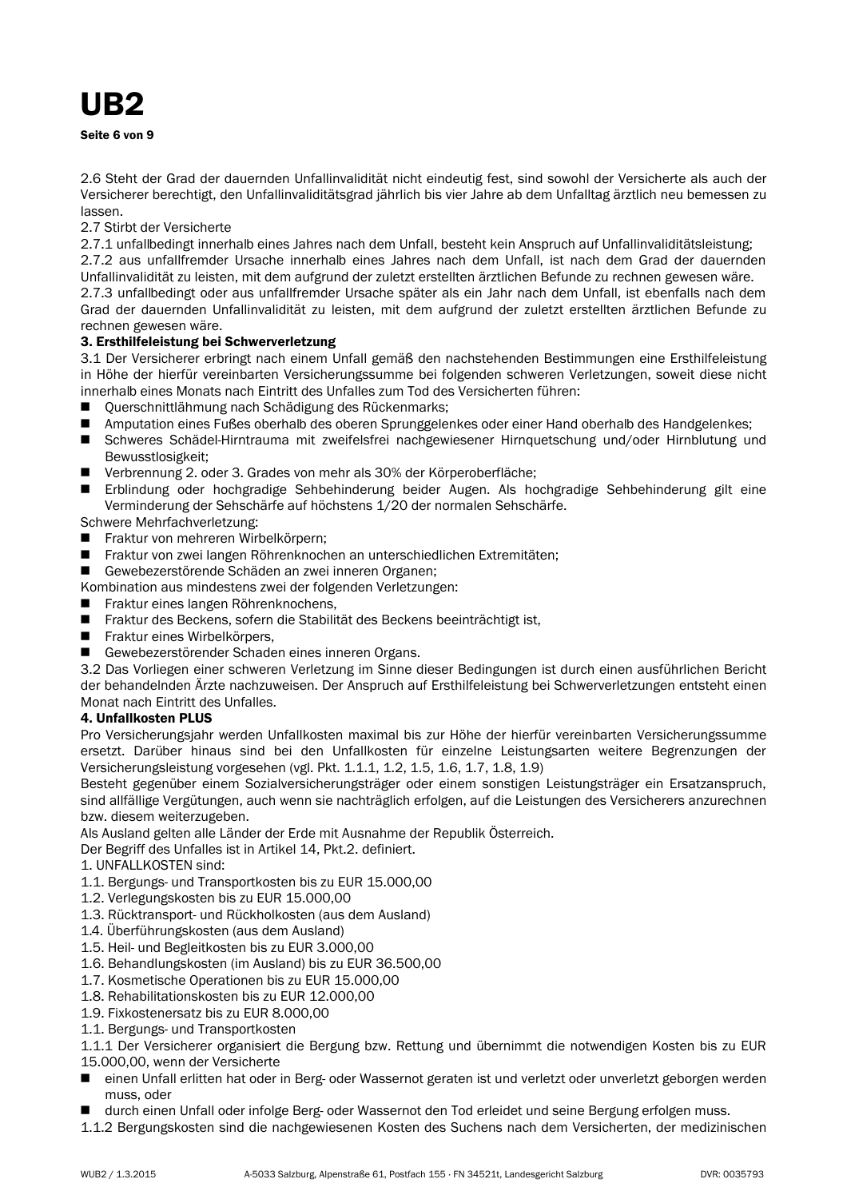2.6 Steht der Grad der dauernden Unfallinvalidität nicht eindeutig fest, sind sowohl der Versicherte als auch der Versicherer berechtigt, den Unfallinvaliditätsgrad jährlich bis vier Jahre ab dem Unfalltag ärztlich neu bemessen zu lassen.

2.7 Stirbt der Versicherte

2.7.1 unfallbedingt innerhalb eines Jahres nach dem Unfall, besteht kein Anspruch auf Unfallinvaliditätsleistung;

2.7.2 aus unfallfremder Ursache innerhalb eines Jahres nach dem Unfall, ist nach dem Grad der dauernden Unfallinvalidität zu leisten, mit dem aufgrund der zuletzt erstellten ärztlichen Befunde zu rechnen gewesen wäre.

2.7.3 unfallbedingt oder aus unfallfremder Ursache später als ein Jahr nach dem Unfall, ist ebenfalls nach dem Grad der dauernden Unfallinvalidität zu leisten, mit dem aufgrund der zuletzt erstellten ärztlichen Befunde zu rechnen gewesen wäre.

**3. Ersthilfeleistung bei Schwerverletzung**

3.1 Der Versicherer erbringt nach einem Unfall gemäß den nachstehenden Bestimmungen eine Ersthilfeleistung in Höhe der hierfür vereinbarten Versicherungssumme bei folgenden schweren Verletzungen, soweit diese nicht innerhalb eines Monats nach Eintritt des Unfalles zum Tod des Versicherten führen:

- Querschnittlähmung nach Schädigung des Rückenmarks;
- Amputation eines Fußes oberhalb des oberen Sprunggelenkes oder einer Hand oberhalb des Handgelenkes;
- Schweres Schädel-Hirntrauma mit zweifelsfrei nachgewiesener Hirnquetschung und/oder Hirnblutung und Bewusstlosigkeit;
- Verbrennung 2. oder 3. Grades von mehr als 30% der Körperoberfläche;
- Erblindung oder hochgradige Sehbehinderung beider Augen. Als hochgradige Sehbehinderung gilt eine Verminderung der Sehschärfe auf höchstens 1/20 der normalen Sehschärfe.

Schwere Mehrfachverletzung:

- Fraktur von mehreren Wirbelkörpern;
- Fraktur von zwei langen Röhrenknochen an unterschiedlichen Extremitäten;
- Gewebezerstörende Schäden an zwei inneren Organen;

Kombination aus mindestens zwei der folgenden Verletzungen:

- Fraktur eines langen Röhrenknochens,
- Fraktur des Beckens, sofern die Stabilität des Beckens beeinträchtigt ist,
- Fraktur eines Wirbelkörpers,
- Gewebezerstörender Schaden eines inneren Organs.

3.2 Das Vorliegen einer schweren Verletzung im Sinne dieser Bedingungen ist durch einen ausführlichen Bericht der behandelnden Ärzte nachzuweisen. Der Anspruch auf Ersthilfeleistung bei Schwerverletzungen entsteht einen Monat nach Eintritt des Unfalles.

**4. Unfallkosten PLUS**

Pro Versicherungsjahr werden Unfallkosten maximal bis zur Höhe der hierfür vereinbarten Versicherungssumme ersetzt. Darüber hinaus sind bei den Unfallkosten für einzelne Leistungsarten weitere Begrenzungen der Versicherungsleistung vorgesehen (vgl. Pkt. 1.1.1, 1.2, 1.5, 1.6, 1.7, 1.8, 1.9)

Besteht gegenüber einem Sozialversicherungsträger oder einem sonstigen Leistungsträger ein Ersatzanspruch, sind allfällige Vergütungen, auch wenn sie nachträglich erfolgen, auf die Leistungen des Versicherers anzurechnen bzw. diesem weiterzugeben.

Als Ausland gelten alle Länder der Erde mit Ausnahme der Republik Österreich.

Der Begriff des Unfalles ist in Artikel 14, Pkt.2. definiert.

1. UNFALLKOSTEN sind:

1.1. Bergungs- und Transportkosten bis zu EUR 15.000,00

1.2. Verlegungskosten bis zu EUR 15.000,00

1.3. Rücktransport- und Rückholkosten (aus dem Ausland)

1.4. Überführungskosten (aus dem Ausland)

1.5. Heil- und Begleitkosten bis zu EUR 3.000,00

1.6. Behandlungskosten (im Ausland) bis zu EUR 36.500,00

1.7. Kosmetische Operationen bis zu EUR 15.000,00

1.8. Rehabilitationskosten bis zu EUR 12.000,00

1.9. Fixkostenersatz bis zu EUR 8.000,00

1.1. Bergungs- und Transportkosten

1.1.1 Der Versicherer organisiert die Bergung bzw. Rettung und übernimmt die notwendigen Kosten bis zu EUR 15.000,00, wenn der Versicherte

- einen Unfall erlitten hat oder in Berg- oder Wassernot geraten ist und verletzt oder unverletzt geborgen werden muss, oder
- durch einen Unfall oder infolge Berg- oder Wassernot den Tod erleidet und seine Bergung erfolgen muss.

1.1.2 Bergungskosten sind die nachgewiesenen Kosten des Suchens nach dem Versicherten, der medizinischen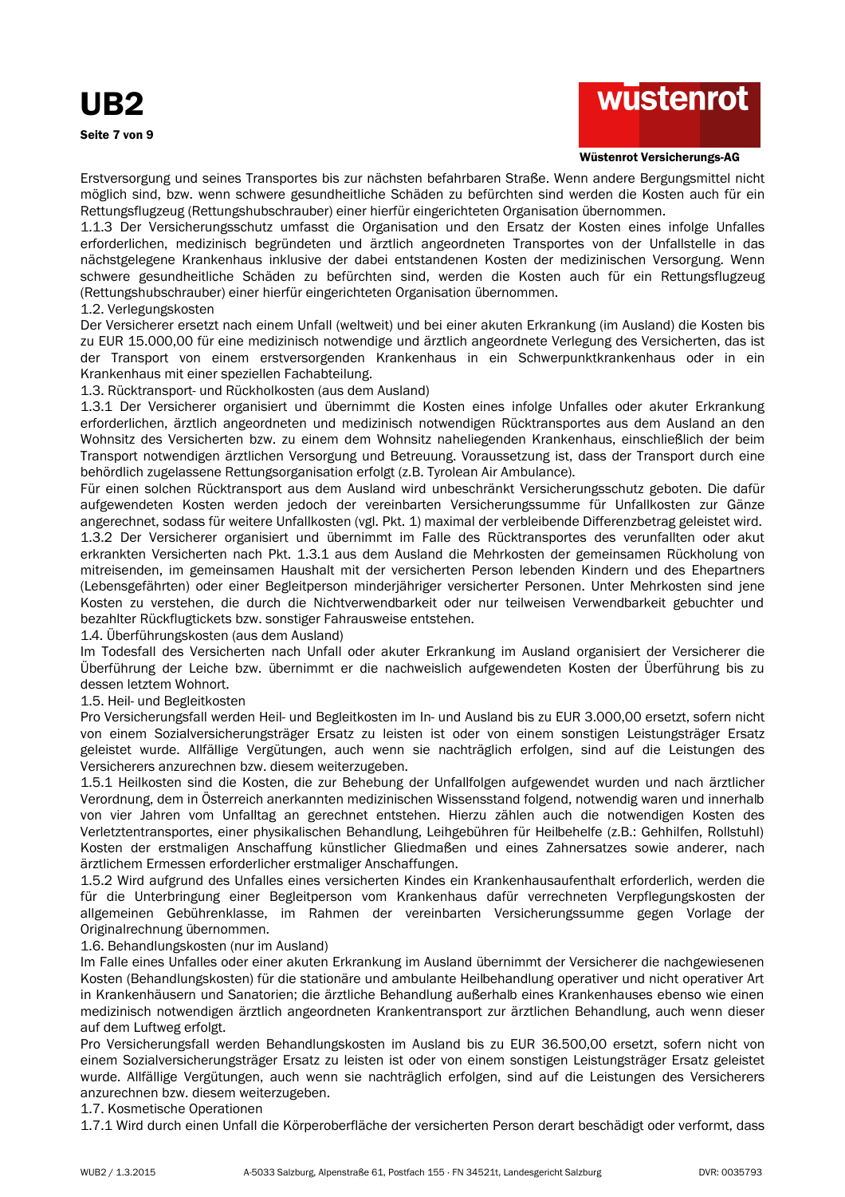Erstversorgung und seines Transportes bis zur nächsten befahrbaren Straße. Wenn andere Bergungsmittel nicht möglich sind, bzw. wenn schwere gesundheitliche Schäden zu befürchten sind werden die Kosten auch für ein Rettungsflugzeug (Rettungshubschrauber) einer hierfür eingerichteten Organisation übernommen.

1.1.3 Der Versicherungsschutz umfasst die Organisation und den Ersatz der Kosten eines infolge Unfalles erforderlichen, medizinisch begründeten und ärztlich angeordneten Transportes von der Unfallstelle in das nächstgelegene Krankenhaus inklusive der dabei entstandenen Kosten der medizinischen Versorgung. Wenn schwere gesundheitliche Schäden zu befürchten sind, werden die Kosten auch für ein Rettungsflugzeug (Rettungshubschrauber) einer hierfür eingerichteten Organisation übernommen.

1.2. Verlegungskosten

Der Versicherer ersetzt nach einem Unfall (weltweit) und bei einer akuten Erkrankung (im Ausland) die Kosten bis zu EUR 15.000,00 für eine medizinisch notwendige und ärztlich angeordnete Verlegung des Versicherten, das ist der Transport von einem erstversorgenden Krankenhaus in ein Schwerpunktkrankenhaus oder in ein Krankenhaus mit einer speziellen Fachabteilung.

1.3. Rücktransport- und Rückholkosten (aus dem Ausland)

1.3.1 Der Versicherer organisiert und übernimmt die Kosten eines infolge Unfalles oder akuter Erkrankung erforderlichen, ärztlich angeordneten und medizinisch notwendigen Rücktransportes aus dem Ausland an den Wohnsitz des Versicherten bzw. zu einem dem Wohnsitz naheliegenden Krankenhaus, einschließlich der beim Transport notwendigen ärztlichen Versorgung und Betreuung. Voraussetzung ist, dass der Transport durch eine behördlich zugelassene Rettungsorganisation erfolgt (z.B. Tyrolean Air Ambulance).

Für einen solchen Rücktransport aus dem Ausland wird unbeschränkt Versicherungsschutz geboten. Die dafür aufgewendeten Kosten werden jedoch der vereinbarten Versicherungssumme für Unfallkosten zur Gänze angerechnet, sodass für weitere Unfallkosten (vgl. Pkt. 1) maximal der verbleibende Differenzbetrag geleistet wird.

1.3.2 Der Versicherer organisiert und übernimmt im Falle des Rücktransportes des verunfallten oder akut erkrankten Versicherten nach Pkt. 1.3.1 aus dem Ausland die Mehrkosten der gemeinsamen Rückholung von mitreisenden, im gemeinsamen Haushalt mit der versicherten Person lebenden Kindern und des Ehepartners (Lebensgefährten) oder einer Begleitperson minderjähriger versicherter Personen. Unter Mehrkosten sind jene Kosten zu verstehen, die durch die Nichtverwendbarkeit oder nur teilweisen Verwendbarkeit gebuchter und bezahlter Rückflugtickets bzw. sonstiger Fahrausweise entstehen.

1.4. Überführungskosten (aus dem Ausland)

Im Todesfall des Versicherten nach Unfall oder akuter Erkrankung im Ausland organisiert der Versicherer die Überführung der Leiche bzw. übernimmt er die nachweislich aufgewendeten Kosten der Überführung bis zu dessen letztem Wohnort.

1.5. Heil- und Begleitkosten

Pro Versicherungsfall werden Heil- und Begleitkosten im In- und Ausland bis zu EUR 3.000,00 ersetzt, sofern nicht von einem Sozialversicherungsträger Ersatz zu leisten ist oder von einem sonstigen Leistungsträger Ersatz geleistet wurde. Allfällige Vergütungen, auch wenn sie nachträglich erfolgen, sind auf die Leistungen des Versicherers anzurechnen bzw. diesem weiterzugeben.

1.5.1 Heilkosten sind die Kosten, die zur Behebung der Unfallfolgen aufgewendet wurden und nach ärztlicher Verordnung, dem in Österreich anerkannten medizinischen Wissensstand folgend, notwendig waren und innerhalb von vier Jahren vom Unfalltag an gerechnet entstehen. Hierzu zählen auch die notwendigen Kosten des Verletztentransportes, einer physikalischen Behandlung, Leihgebühren für Heilbehelfe (z.B.: Gehhilfen, Rollstuhl) Kosten der erstmaligen Anschaffung künstlicher Gliedmaßen und eines Zahnersatzes sowie anderer, nach ärztlichem Ermessen erforderlicher erstmaliger Anschaffungen.

1.5.2 Wird aufgrund des Unfalles eines versicherten Kindes ein Krankenhausaufenthalt erforderlich, werden die für die Unterbringung einer Begleitperson vom Krankenhaus dafür verrechneten Verpflegungskosten der allgemeinen Gebührenklasse, im Rahmen der vereinbarten Versicherungssumme gegen Vorlage der Originalrechnung übernommen.

1.6. Behandlungskosten (nur im Ausland)

Im Falle eines Unfalles oder einer akuten Erkrankung im Ausland übernimmt der Versicherer die nachgewiesenen Kosten (Behandlungskosten) für die stationäre und ambulante Heilbehandlung operativer und nicht operativer Art in Krankenhäusern und Sanatorien; die ärztliche Behandlung außerhalb eines Krankenhauses ebenso wie einen medizinisch notwendigen ärztlich angeordneten Krankentransport zur ärztlichen Behandlung, auch wenn dieser auf dem Luftweg erfolgt.

Pro Versicherungsfall werden Behandlungskosten im Ausland bis zu EUR 36.500,00 ersetzt, sofern nicht von einem Sozialversicherungsträger Ersatz zu leisten ist oder von einem sonstigen Leistungsträger Ersatz geleistet wurde. Allfällige Vergütungen, auch wenn sie nachträglich erfolgen, sind auf die Leistungen des Versicherers anzurechnen bzw. diesem weiterzugeben.

1.7. Kosmetische Operationen

1.7.1 Wird durch einen Unfall die Körperoberfläche der versicherten Person derart beschädigt oder verformt, dass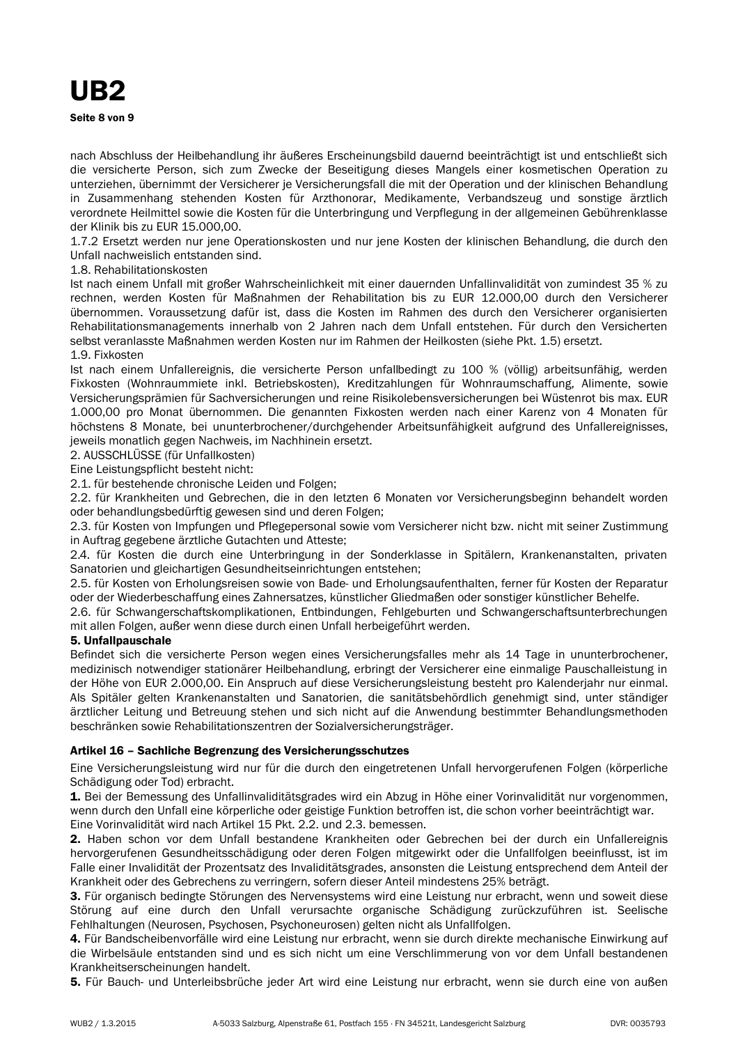nach Abschluss der Heilbehandlung ihr äußeres Erscheinungsbild dauernd beeinträchtigt ist und entschließt sich die versicherte Person, sich zum Zwecke der Beseitigung dieses Mangels einer kosmetischen Operation zu unterziehen, übernimmt der Versicherer je Versicherungsfall die mit der Operation und der klinischen Behandlung in Zusammenhang stehenden Kosten für Arzthonorar, Medikamente, Verbandszeug und sonstige ärztlich verordnete Heilmittel sowie die Kosten für die Unterbringung und Verpflegung in der allgemeinen Gebührenklasse der Klinik bis zu EUR 15.000,00.

1.7.2 Ersetzt werden nur jene Operationskosten und nur jene Kosten der klinischen Behandlung, die durch den Unfall nachweislich entstanden sind.

1.8. Rehabilitationskosten

Ist nach einem Unfall mit großer Wahrscheinlichkeit mit einer dauernden Unfallinvalidität von zumindest 35 % zu rechnen, werden Kosten für Maßnahmen der Rehabilitation bis zu EUR 12.000,00 durch den Versicherer übernommen. Voraussetzung dafür ist, dass die Kosten im Rahmen des durch den Versicherer organisierten Rehabilitationsmanagements innerhalb von 2 Jahren nach dem Unfall entstehen. Für durch den Versicherten selbst veranlasste Maßnahmen werden Kosten nur im Rahmen der Heilkosten (siehe Pkt. 1.5) ersetzt.

1.9. Fixkosten

Ist nach einem Unfallereignis, die versicherte Person unfallbedingt zu 100 % (völlig) arbeitsunfähig, werden Fixkosten (Wohnraummiete inkl. Betriebskosten), Kreditzahlungen für Wohnraumschaffung, Alimente, sowie Versicherungsprämien für Sachversicherungen und reine Risikolebensversicherungen bei Wüstenrot bis max. EUR 1.000,00 pro Monat übernommen. Die genannten Fixkosten werden nach einer Karenz von 4 Monaten für höchstens 8 Monate, bei ununterbrochener/durchgehender Arbeitsunfähigkeit aufgrund des Unfallereignisses, jeweils monatlich gegen Nachweis, im Nachhinein ersetzt.

2. AUSSCHLÜSSE (für Unfallkosten)

Eine Leistungspflicht besteht nicht:

2.1. für bestehende chronische Leiden und Folgen;

2.2. für Krankheiten und Gebrechen, die in den letzten 6 Monaten vor Versicherungsbeginn behandelt worden oder behandlungsbedürftig gewesen sind und deren Folgen;

2.3. für Kosten von Impfungen und Pflegepersonal sowie vom Versicherer nicht bzw. nicht mit seiner Zustimmung in Auftrag gegebene ärztliche Gutachten und Atteste;

2.4. für Kosten die durch eine Unterbringung in der Sonderklasse in Spitälern, Krankenanstalten, privaten Sanatorien und gleichartigen Gesundheitseinrichtungen entstehen;

2.5. für Kosten von Erholungsreisen sowie von Bade- und Erholungsaufenthalten, ferner für Kosten der Reparatur oder der Wiederbeschaffung eines Zahnersatzes, künstlicher Gliedmaßen oder sonstiger künstlicher Behelfe.

2.6. für Schwangerschaftskomplikationen, Entbindungen, Fehlgeburten und Schwangerschaftsunterbrechungen mit allen Folgen, außer wenn diese durch einen Unfall herbeigeführt werden.

**5. Unfallpauschale**

Befindet sich die versicherte Person wegen eines Versicherungsfalles mehr als 14 Tage in ununterbrochener, medizinisch notwendiger stationärer Heilbehandlung, erbringt der Versicherer eine einmalige Pauschalleistung in der Höhe von EUR 2.000,00. Ein Anspruch auf diese Versicherungsleistung besteht pro Kalenderjahr nur einmal. Als Spitäler gelten Krankenanstalten und Sanatorien, die sanitätsbehördlich genehmigt sind, unter ständiger ärztlicher Leitung und Betreuung stehen und sich nicht auf die Anwendung bestimmter Behandlungsmethoden beschränken sowie Rehabilitationszentren der Sozialversicherungsträger.

### Artikel 16 – Sachliche Begrenzung des Versicherungsschutzes

Eine Versicherungsleistung wird nur für die durch den eingetretenen Unfall hervorgerufenen Folgen (körperliche Schädigung oder Tod) erbracht.

**1.** Bei der Bemessung des Unfallinvaliditätsgrades wird ein Abzug in Höhe einer Vorinvalidität nur vorgenommen, wenn durch den Unfall eine körperliche oder geistige Funktion betroffen ist, die schon vorher beeinträchtigt war. Eine Vorinvalidität wird nach Artikel 15 Pkt. 2.2. und 2.3. bemessen.

**2.** Haben schon vor dem Unfall bestandene Krankheiten oder Gebrechen bei der durch ein Unfallereignis hervorgerufenen Gesundheitsschädigung oder deren Folgen mitgewirkt oder die Unfallfolgen beeinflusst, ist im Falle einer Invalidität der Prozentsatz des Invaliditätsgrades, ansonsten die Leistung entsprechend dem Anteil der Krankheit oder des Gebrechens zu verringern, sofern dieser Anteil mindestens 25% beträgt.

**3.** Für organisch bedingte Störungen des Nervensystems wird eine Leistung nur erbracht, wenn und soweit diese Störung auf eine durch den Unfall verursachte organische Schädigung zurückzuführen ist. Seelische Fehlhaltungen (Neurosen, Psychosen, Psychoneurosen) gelten nicht als Unfallfolgen.

**4.** Für Bandscheibenvorfälle wird eine Leistung nur erbracht, wenn sie durch direkte mechanische Einwirkung auf die Wirbelsäule entstanden sind und es sich nicht um eine Verschlimmerung von vor dem Unfall bestandenen Krankheitserscheinungen handelt.

**5.** Für Bauch- und Unterleibsbrüche jeder Art wird eine Leistung nur erbracht, wenn sie durch eine von außen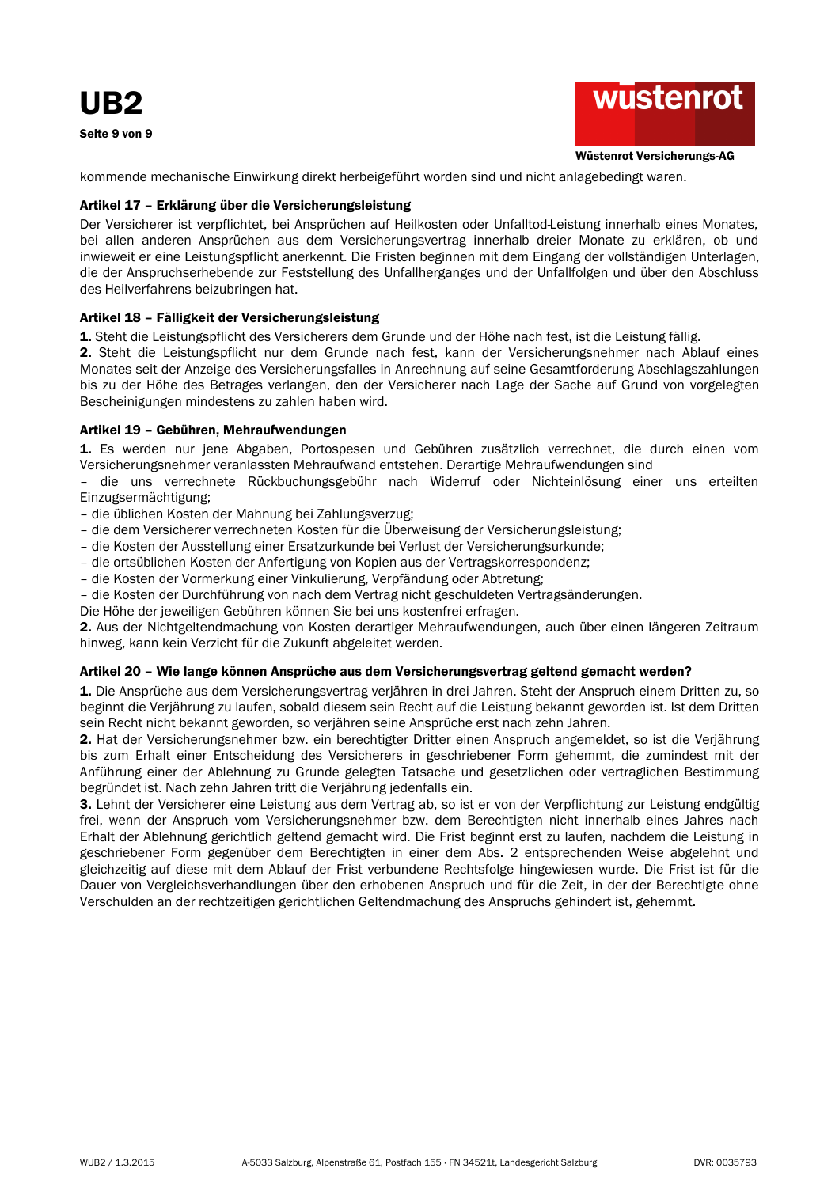kommende mechanische Einwirkung direkt herbeigeführt worden sind und nicht anlagebedingt waren.

### Artikel 17 – Erklärung über die Versicherungsleistung

Der Versicherer ist verpflichtet, bei Ansprüchen auf Heilkosten oder Unfalltod-Leistung innerhalb eines Monates, bei allen anderen Ansprüchen aus dem Versicherungsvertrag innerhalb dreier Monate zu erklären, ob und inwieweit er eine Leistungspflicht anerkennt. Die Fristen beginnen mit dem Eingang der vollständigen Unterlagen, die der Anspruchserhebende zur Feststellung des Unfallherganges und der Unfallfolgen und über den Abschluss des Heilverfahrens beizubringen hat.

### Artikel 18 – Fälligkeit der Versicherungsleistung

**1.** Steht die Leistungspflicht des Versicherers dem Grunde und der Höhe nach fest, ist die Leistung fällig.
**2.** Steht die Leistungspflicht nur dem Grunde nach fest, kann der Versicherungsnehmer nach Ablauf eines Monates seit der Anzeige des Versicherungsfalles in Anrechnung auf seine Gesamtforderung Abschlagszahlungen bis zu der Höhe des Betrages verlangen, den der Versicherer nach Lage der Sache auf Grund von vorgelegten Bescheinigungen mindestens zu zahlen haben wird.

### Artikel 19 – Gebühren, Mehraufwendungen

**1.** Es werden nur jene Abgaben, Portospesen und Gebühren zusätzlich verrechnet, die durch einen vom Versicherungsnehmer veranlassten Mehraufwand entstehen. Derartige Mehraufwendungen sind

- die uns verrechnete Rückbuchungsgebühr nach Widerruf oder Nichteinlösung einer uns erteilten Einzugsermächtigung;
- die üblichen Kosten der Mahnung bei Zahlungsverzug;
- die dem Versicherer verrechneten Kosten für die Überweisung der Versicherungsleistung;
- die Kosten der Ausstellung einer Ersatzurkunde bei Verlust der Versicherungsurkunde;
- die ortsüblichen Kosten der Anfertigung von Kopien aus der Vertragskorrespondenz;
- die Kosten der Vormerkung einer Vinkulierung, Verpfändung oder Abtretung;
- die Kosten der Durchführung von nach dem Vertrag nicht geschuldeten Vertragsänderungen.

Die Höhe der jeweiligen Gebühren können Sie bei uns kostenfrei erfragen.
**2.** Aus der Nichtgeltendmachung von Kosten derartiger Mehraufwendungen, auch über einen längeren Zeitraum hinweg, kann kein Verzicht für die Zukunft abgeleitet werden.

### Artikel 20 – Wie lange können Ansprüche aus dem Versicherungsvertrag geltend gemacht werden?

**1.** Die Ansprüche aus dem Versicherungsvertrag verjähren in drei Jahren. Steht der Anspruch einem Dritten zu, so beginnt die Verjährung zu laufen, sobald diesem sein Recht auf die Leistung bekannt geworden ist. Ist dem Dritten sein Recht nicht bekannt geworden, so verjähren seine Ansprüche erst nach zehn Jahren.
**2.** Hat der Versicherungsnehmer bzw. ein berechtigter Dritter einen Anspruch angemeldet, so ist die Verjährung bis zum Erhalt einer Entscheidung des Versicherers in geschriebener Form gehemmt, die zumindest mit der Anführung einer der Ablehnung zu Grunde gelegten Tatsache und gesetzlichen oder vertraglichen Bestimmung begründet ist. Nach zehn Jahren tritt die Verjährung jedenfalls ein.
**3.** Lehnt der Versicherer eine Leistung aus dem Vertrag ab, so ist er von der Verpflichtung zur Leistung endgültig frei, wenn der Anspruch vom Versicherungsnehmer bzw. dem Berechtigten nicht innerhalb eines Jahres nach Erhalt der Ablehnung gerichtlich geltend gemacht wird. Die Frist beginnt erst zu laufen, nachdem die Leistung in geschriebener Form gegenüber dem Berechtigten in einer dem Abs. 2 entsprechenden Weise abgelehnt und gleichzeitig auf diese mit dem Ablauf der Frist verbundene Rechtsfolge hingewiesen wurde. Die Frist ist für die Dauer von Vergleichsverhandlungen über den erhobenen Anspruch und für die Zeit, in der der Berechtigte ohne Verschulden an der rechtzeitigen gerichtlichen Geltendmachung des Anspruchs gehindert ist, gehemmt.